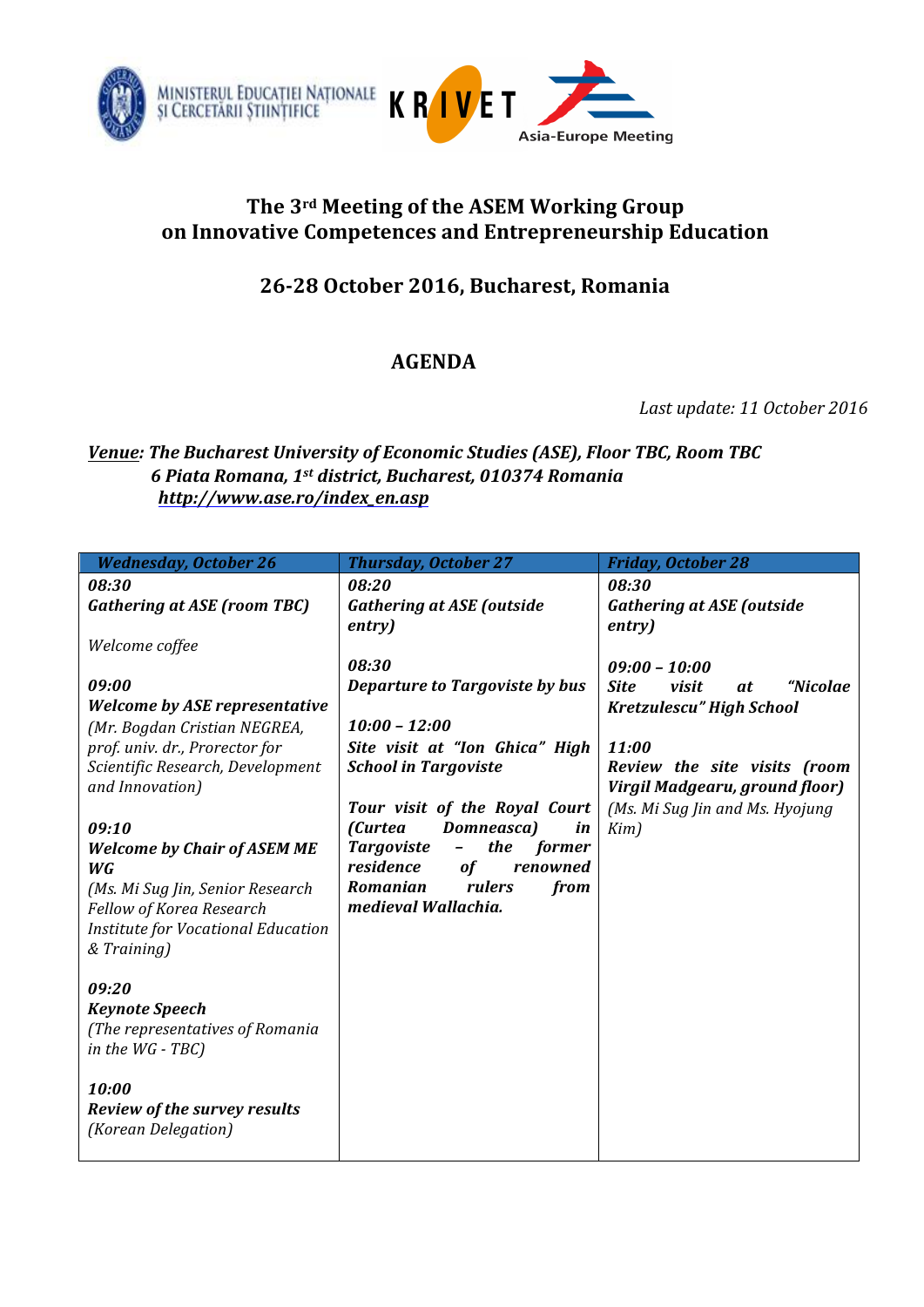MINISTERUL EDUCAȚIEI NAȚIONALE ȘI CERCETĂRII ȘTIINȚIFICE — KRIVET — Asia-Europe Meeting

# The 3rd Meeting of the ASEM Working Group on Innovative Competences and Entrepreneurship Education

## 26-28 October 2016, Bucharest, Romania

## AGENDA

*Last update: 11 October 2016*

***Venue**: The Bucharest University of Economic Studies (ASE), Floor TBC, Room TBC*
***6 Piata Romana, 1st district, Bucharest, 010374 Romania***
***http://www.ase.ro/index_en.asp***

| *Wednesday, October 26* | *Thursday, October 27* | *Friday, October 28* |
|---|---|---|
| ***08:30***<br>***Gathering at ASE (room TBC)***<br><br>*Welcome coffee*<br><br>***09:00***<br>***Welcome by ASE representative***<br>*(Mr. Bogdan Cristian NEGREA, prof. univ. dr., Prorector for Scientific Research, Development and Innovation)*<br><br>***09:10***<br>***Welcome by Chair of ASEM ME WG***<br>*(Ms. Mi Sug Jin, Senior Research Fellow of Korea Research Institute for Vocational Education & Training)*<br><br>***09:20***<br>***Keynote Speech***<br>*(The representatives of Romania in the WG - TBC)*<br><br>***10:00***<br>***Review of the survey results***<br>*(Korean Delegation)* | ***08:20***<br>***Gathering at ASE (outside entry)***<br><br>***08:30***<br>***Departure to Targoviste by bus***<br><br>***10:00 – 12:00***<br>***Site visit at "Ion Ghica" High School in Targoviste***<br><br>***Tour visit of the Royal Court (Curtea Domneasca) in Targoviste – the former residence of renowned Romanian rulers from medieval Wallachia.*** | ***08:30***<br>***Gathering at ASE (outside entry)***<br><br>***09:00 – 10:00***<br>***Site visit at "Nicolae Kretzulescu" High School***<br><br>***11:00***<br>***Review the site visits (room Virgil Madgearu, ground floor)***<br>*(Ms. Mi Sug Jin and Ms. Hyojung Kim)* |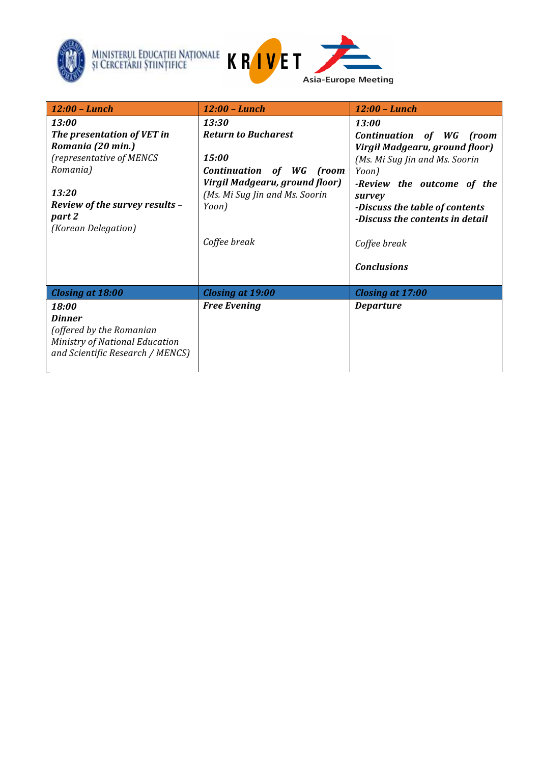| | | |
|---|---|---|
| ***12:00 – Lunch*** | ***12:00 – Lunch*** | ***12:00 – Lunch*** |
| ***13:00***<br>***The presentation of VET in Romania (20 min.)***<br>*(representative of MENCS Romania)*<br><br>***13:20***<br>***Review of the survey results – part 2***<br>*(Korean Delegation)* | ***13:30***<br>***Return to Bucharest***<br><br>***15:00***<br>***Continuation of WG (room Virgil Madgearu, ground floor)***<br>*(Ms. Mi Sug Jin and Ms. Soorin Yoon)*<br><br>*Coffee break* | ***13:00***<br>***Continuation of WG (room Virgil Madgearu, ground floor)***<br>*(Ms. Mi Sug Jin and Ms. Soorin Yoon)*<br>***-Review the outcome of the survey***<br>***-Discuss the table of contents***<br>***-Discuss the contents in detail***<br><br>*Coffee break*<br><br>***Conclusions*** |
| ***Closing at 18:00*** | ***Closing at 19:00*** | ***Closing at 17:00*** |
| ***18:00***<br>***Dinner***<br>*(offered by the Romanian Ministry of National Education and Scientific Research / MENCS)* | ***Free Evening*** | ***Departure*** |